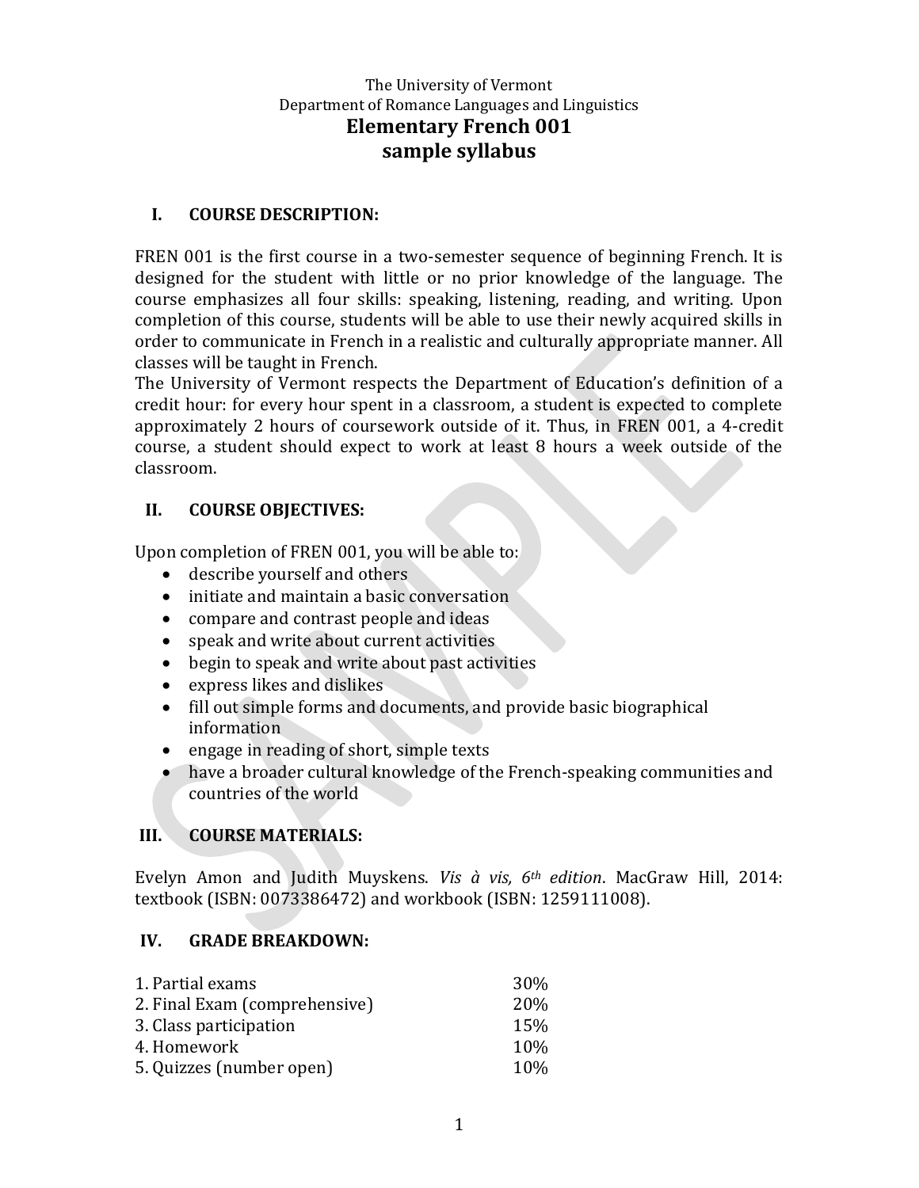The University of Vermont
Department of Romance Languages and Linguistics

# Elementary French 001
# sample syllabus

## I. COURSE DESCRIPTION:

FREN 001 is the first course in a two-semester sequence of beginning French. It is designed for the student with little or no prior knowledge of the language. The course emphasizes all four skills: speaking, listening, reading, and writing. Upon completion of this course, students will be able to use their newly acquired skills in order to communicate in French in a realistic and culturally appropriate manner. All classes will be taught in French.

The University of Vermont respects the Department of Education's definition of a credit hour: for every hour spent in a classroom, a student is expected to complete approximately 2 hours of coursework outside of it. Thus, in FREN 001, a 4-credit course, a student should expect to work at least 8 hours a week outside of the classroom.

## II. COURSE OBJECTIVES:

Upon completion of FREN 001, you will be able to:

- describe yourself and others
- initiate and maintain a basic conversation
- compare and contrast people and ideas
- speak and write about current activities
- begin to speak and write about past activities
- express likes and dislikes
- fill out simple forms and documents, and provide basic biographical information
- engage in reading of short, simple texts
- have a broader cultural knowledge of the French-speaking communities and countries of the world

## III. COURSE MATERIALS:

Evelyn Amon and Judith Muyskens. *Vis à vis, 6th edition*. MacGraw Hill, 2014: textbook (ISBN: 0073386472) and workbook (ISBN: 1259111008).

## IV. GRADE BREAKDOWN:

| | |
|---|---|
| 1. Partial exams | 30% |
| 2. Final Exam (comprehensive) | 20% |
| 3. Class participation | 15% |
| 4. Homework | 10% |
| 5. Quizzes (number open) | 10% |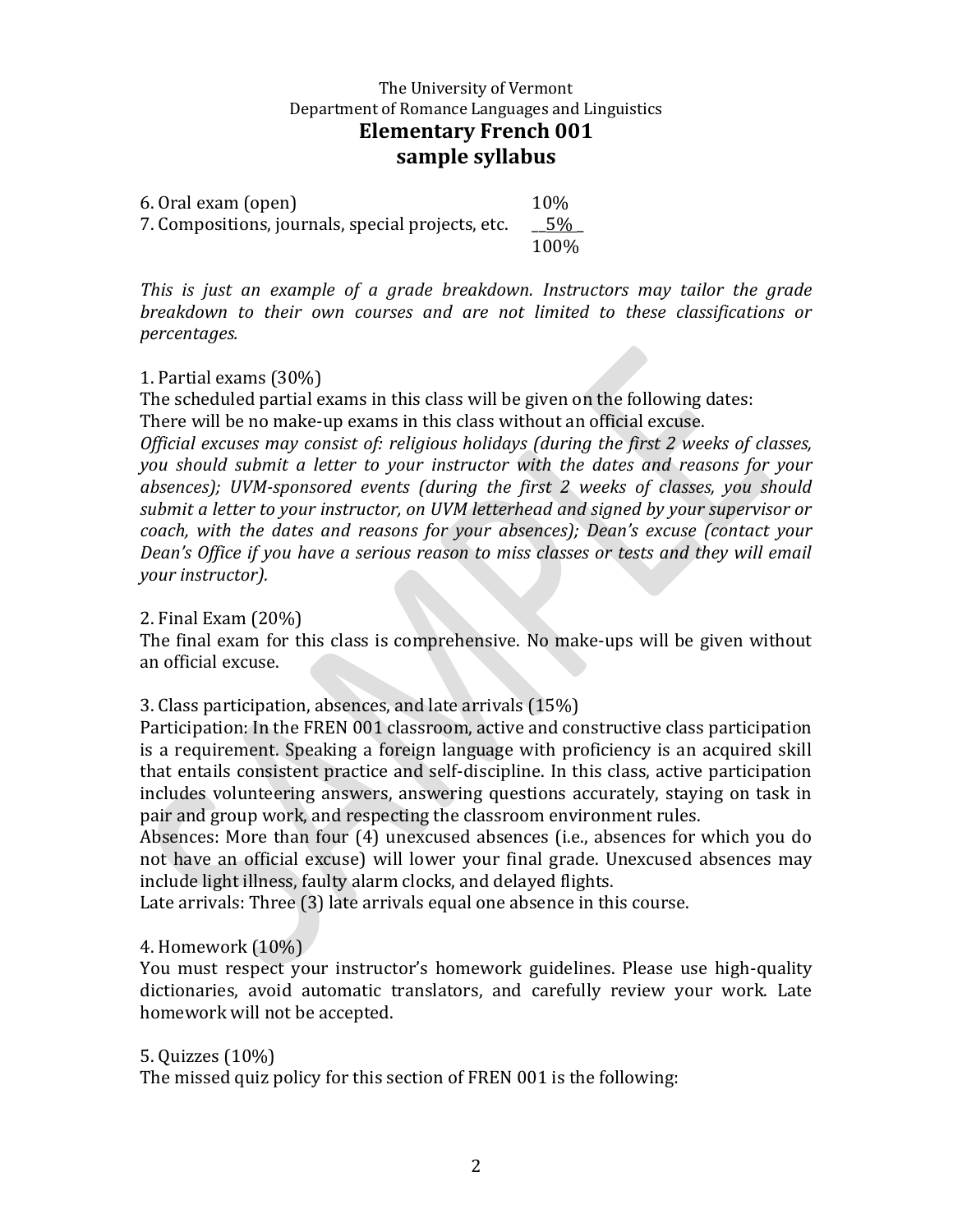The University of Vermont
Department of Romance Languages and Linguistics

# Elementary French 001
## sample syllabus

| | |
|---|---|
| 6. Oral exam (open) | 10% |
| 7. Compositions, journals, special projects, etc. | 5% |
| | 100% |

*This is just an example of a grade breakdown. Instructors may tailor the grade breakdown to their own courses and are not limited to these classifications or percentages.*

1. Partial exams (30%)
The scheduled partial exams in this class will be given on the following dates:
There will be no make-up exams in this class without an official excuse.
*Official excuses may consist of: religious holidays (during the first 2 weeks of classes, you should submit a letter to your instructor with the dates and reasons for your absences); UVM-sponsored events (during the first 2 weeks of classes, you should submit a letter to your instructor, on UVM letterhead and signed by your supervisor or coach, with the dates and reasons for your absences); Dean's excuse (contact your Dean's Office if you have a serious reason to miss classes or tests and they will email your instructor).*

2. Final Exam (20%)
The final exam for this class is comprehensive. No make-ups will be given without an official excuse.

3. Class participation, absences, and late arrivals (15%)
Participation: In the FREN 001 classroom, active and constructive class participation is a requirement. Speaking a foreign language with proficiency is an acquired skill that entails consistent practice and self-discipline. In this class, active participation includes volunteering answers, answering questions accurately, staying on task in pair and group work, and respecting the classroom environment rules.
Absences: More than four (4) unexcused absences (i.e., absences for which you do not have an official excuse) will lower your final grade. Unexcused absences may include light illness, faulty alarm clocks, and delayed flights.
Late arrivals: Three (3) late arrivals equal one absence in this course.

4. Homework (10%)
You must respect your instructor's homework guidelines. Please use high-quality dictionaries, avoid automatic translators, and carefully review your work. Late homework will not be accepted.

5. Quizzes (10%)
The missed quiz policy for this section of FREN 001 is the following: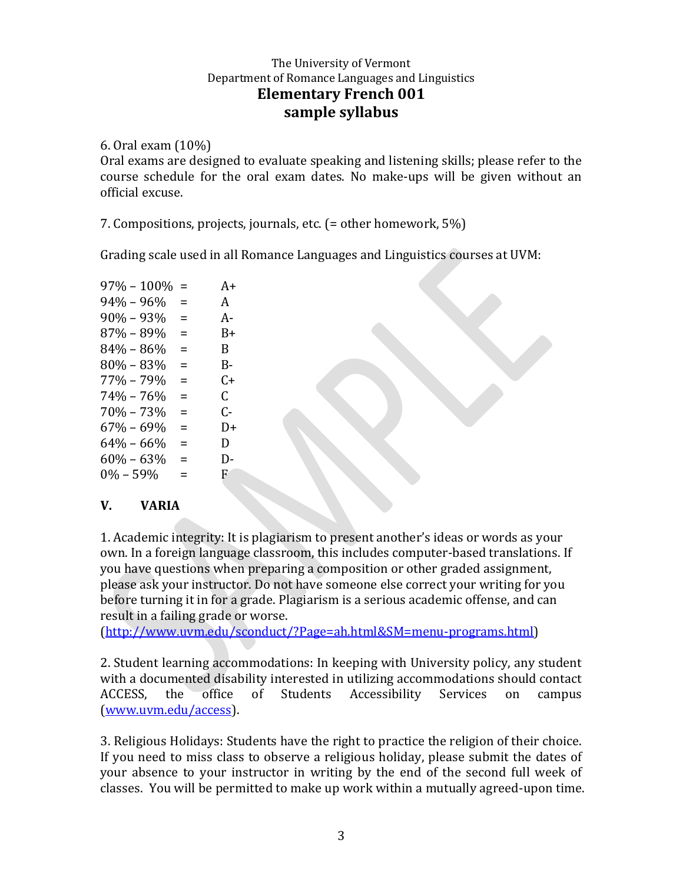6. Oral exam (10%)
Oral exams are designed to evaluate speaking and listening skills; please refer to the course schedule for the oral exam dates. No make-ups will be given without an official excuse.

7. Compositions, projects, journals, etc. (= other homework, 5%)

Grading scale used in all Romance Languages and Linguistics courses at UVM:

| | | |
|---|---|---|
| 97% – 100% | = | A+ |
| 94% – 96% | = | A |
| 90% – 93% | = | A- |
| 87% – 89% | = | B+ |
| 84% – 86% | = | B |
| 80% – 83% | = | B- |
| 77% – 79% | = | C+ |
| 74% – 76% | = | C |
| 70% – 73% | = | C- |
| 67% – 69% | = | D+ |
| 64% – 66% | = | D |
| 60% – 63% | = | D- |
| 0% – 59% | = | F |

## V. VARIA

1. Academic integrity: It is plagiarism to present another's ideas or words as your own. In a foreign language classroom, this includes computer-based translations. If you have questions when preparing a composition or other graded assignment, please ask your instructor. Do not have someone else correct your writing for you before turning it in for a grade. Plagiarism is a serious academic offense, and can result in a failing grade or worse. (http://www.uvm.edu/sconduct/?Page=ah.html&SM=menu-programs.html)

2. Student learning accommodations: In keeping with University policy, any student with a documented disability interested in utilizing accommodations should contact ACCESS, the office of Students Accessibility Services on campus (www.uvm.edu/access).

3. Religious Holidays: Students have the right to practice the religion of their choice. If you need to miss class to observe a religious holiday, please submit the dates of your absence to your instructor in writing by the end of the second full week of classes. You will be permitted to make up work within a mutually agreed-upon time.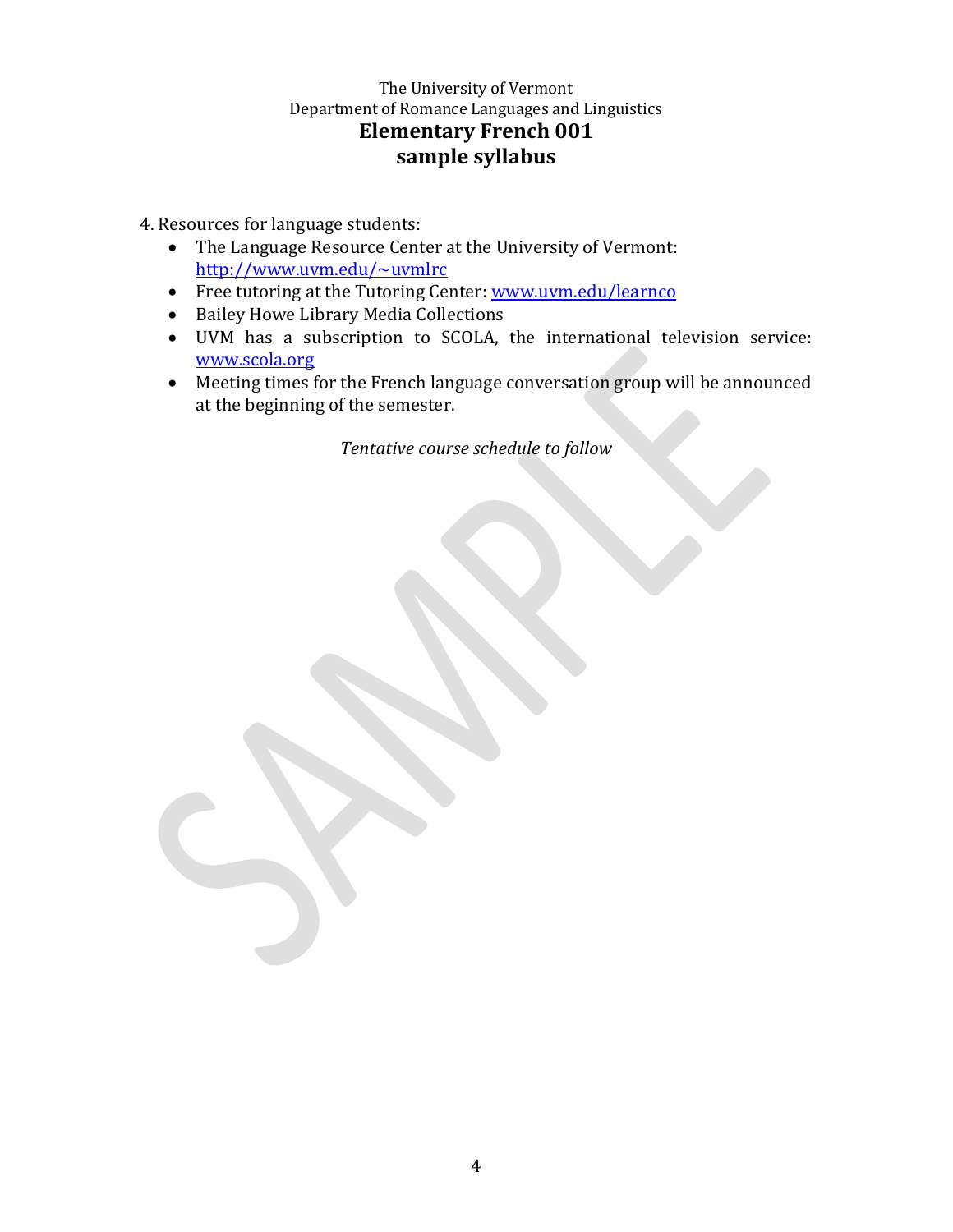The University of Vermont
Department of Romance Languages and Linguistics

# Elementary French 001
# sample syllabus

4. Resources for language students:
   - The Language Resource Center at the University of Vermont: http://www.uvm.edu/~uvmlrc
   - Free tutoring at the Tutoring Center: www.uvm.edu/learnco
   - Bailey Howe Library Media Collections
   - UVM has a subscription to SCOLA, the international television service: www.scola.org
   - Meeting times for the French language conversation group will be announced at the beginning of the semester.

*Tentative course schedule to follow*